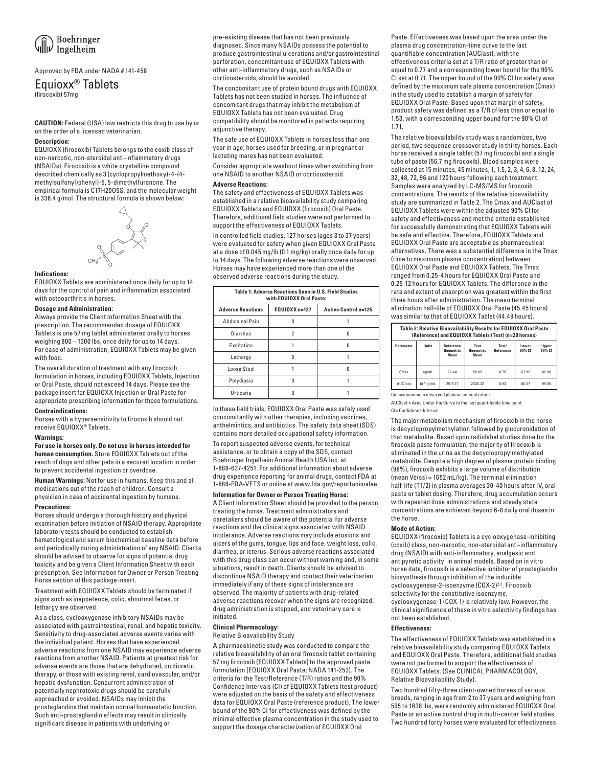Boehringer Ingelheim

Approved by FDA under NADA # 141-458

# Equioxx® Tablets

(firocoxib) 57mg

**CAUTION:** Federal (USA) law restricts this drug to use by or on the order of a licensed veterinarian.

### Description:

EQUIOXX (firocoxib) Tablets belongs to the coxib class of non-narcotic, non-steroidal anti-inflammatory drugs (NSAIDs). Firocoxib is a white crystalline compound described chemically as 3 (cyclopropylmethoxy)-4-(4-methylsulfonyl)phenyl)-5, 5-dimethylfuranone. The empirical formula is $C_{17}H_{20}O_5S$, and the molecular weight is 336.4 g/mol. The structural formula is shown below:

### Indications:

EQUIOXX Tablets are administered once daily for up to 14 days for the control of pain and inflammation associated with osteoarthritis in horses.

### Dosage and Administration:

Always provide the Client Information Sheet with the prescription. The recommended dosage of EQUIOXX Tablets is one 57 mg tablet administered orally to horses weighing 800 – 1300 lbs, once daily for up to 14 days. For ease of administration, EQUIOXX Tablets may be given with food.

The overall duration of treatment with any firocoxib formulation in horses, including EQUIOXX Tablets, Injection or Oral Paste, should not exceed 14 days. Please see the package insert for EQUIOXX Injection or Oral Paste for appropriate prescribing information for those formulations.

### Contraindications:

Horses with a hypersensitivity to firocoxib should not receive EQUIOXX® Tablets.

### Warnings:

**For use in horses only. Do not use in horses intended for human consumption.** Store EQUIOXX Tablets out of the reach of dogs and other pets in a secured location in order to prevent accidental ingestion or overdose.

**Human Warnings:** Not for use in humans. Keep this and all medications out of the reach of children. Consult a physician in case of accidental ingestion by humans.

### Precautions:

Horses should undergo a thorough history and physical examination before initiation of NSAID therapy. Appropriate laboratory tests should be conducted to establish hematological and serum biochemical baseline data before and periodically during administration of any NSAID. Clients should be advised to observe for signs of potential drug toxicity and be given a Client Information Sheet with each prescription. See Information for Owner or Person Treating Horse section of this package insert.

Treatment with EQUIOXX Tablets should be terminated if signs such as inappetence, colic, abnormal feces, or lethargy are observed.

As a class, cyclooxygenase inhibitory NSAIDs may be associated with gastrointestinal, renal, and hepatic toxicity. Sensitivity to drug-associated adverse events varies with the individual patient. Horses that have experienced adverse reactions from one NSAID may experience adverse reactions from another NSAID. Patients at greatest risk for adverse events are those that are dehydrated, on diuretic therapy, or those with existing renal, cardiovascular, and/or hepatic dysfunction. Concurrent administration of potentially nephrotoxic drugs should be carefully approached or avoided. NSAIDs may inhibit the prostaglandins that maintain normal homeostatic function. Such anti-prostaglandin effects may result in clinically significant disease in patients with underlying or pre-existing disease that has not been previously diagnosed. Since many NSAIDs possess the potential to produce gastrointestinal ulcerations and/or gastrointestinal perforation, concomitant use of EQUIOXX Tablets with other anti-inflammatory drugs, such as NSAIDs or corticosteroids, should be avoided.

The concomitant use of protein bound drugs with EQUIOXX Tablets has not been studied in horses. The influence of concomitant drugs that may inhibit the metabolism of EQUIOXX Tablets has not been evaluated. Drug compatibility should be monitored in patients requiring adjunctive therapy.

The safe use of EQUIOXX Tablets in horses less than one year in age, horses used for breeding, or in pregnant or lactating mares has not been evaluated.

Consider appropriate washout times when switching from one NSAID to another NSAID or corticosteroid.

### Adverse Reactions:

The safety and effectiveness of EQUIOXX Tablets was established in a relative bioavailability study comparing EQUIOXX Tablets and EQUIOXX (firocoxib) Oral Paste. Therefore, additional field studies were not performed to support the effectiveness of EQUIOXX Tablets.

In controlled field studies, 127 horses (ages 3 to 37 years) were evaluated for safety when given EQUIOXX Oral Paste at a dose of 0.045 mg/lb (0.1 mg/kg) orally once daily for up to 14 days. The following adverse reactions were observed. Horses may have experienced more than one of the observed adverse reactions during the study.

**Table 1: Adverse Reactions Seen in U.S. Field Studies with EQUIOXX Oral Paste:**

| Adverse Reactions | EQUIOXX n=127 | Active Control n=125 |
|---|---|---|
| Abdominal Pain | 0 | 1 |
| Diarrhea | 2 | 0 |
| Excitation | 1 | 0 |
| Lethargy | 0 | 1 |
| Loose Stool | 1 | 0 |
| Polydipsia | 0 | 1 |
| Urticaria | 0 | 1 |

In these field trials, EQUIOXX Oral Paste was safely used concomitantly with other therapies, including vaccines, anthelmintics, and antibiotics. The safety data sheet (SDS) contains more detailed occupational safety information.

To report suspected adverse events, for technical assistance, or to obtain a copy of the SDS, contact Boehringer Ingelheim Animal Health USA Inc. at 1-888-637-4251. For additional information about adverse drug experience reporting for animal drugs, contact FDA at 1-888-FDA-VETS or online at www.fda.gov/reportanimalae.

### Information for Owner or Person Treating Horse:

A Client Information Sheet should be provided to the person treating the horse. Treatment administrators and caretakers should be aware of the potential for adverse reactions and the clinical signs associated with NSAID intolerance. Adverse reactions may include erosions and ulcers of the gums, tongue, lips and face, weight loss, colic, diarrhea, or icterus. Serious adverse reactions associated with this drug class can occur without warning and, in some situations, result in death. Clients should be advised to discontinue NSAID therapy and contact their veterinarian immediately if any of these signs of intolerance are observed. The majority of patients with drug-related adverse reactions recover when the signs are recognized, drug administration is stopped, and veterinary care is initiated.

### Clinical Pharmacology:

Relative Bioavailability Study

A pharmacokinetic study was conducted to compare the relative bioavailability of an oral firocoxib tablet containing 57 mg firocoxib (EQUIOXX Tablets) to the approved paste formulation (EQUIOXX Oral Paste; NADA 141-253). The criteria for the Test/Reference (T/R) ratios and the 90% Confidence Intervals (CI) of EQUIOXX Tablets (test product) were adjusted on the basis of the safety and effectiveness data for EQUIOXX Oral Paste (reference product). The lower bound of the 90% CI for effectiveness was defined by the minimal effective plasma concentration in the study used to support the dosage characterization of EQUIOXX Oral Paste. Effectiveness was based upon the area under the plasma drug concentration-time curve to the last quantifiable concentration (AUClast), with the effectiveness criteria set at a T/R ratio of greater than or equal to 0.77 and a corresponding lower bound for the 90% CI set at 0.71. The upper bound of the 90% CI for safety was defined by the maximum safe plasma concentration (Cmax) in the study used to establish a margin of safety for EQUIOXX Oral Paste. Based upon that margin of safety, product safety was defined as a T/R of less than or equal to 1.53, with a corresponding upper bound for the 90% CI of 1.71.

The relative bioavailability study was a randomized, two period, two sequence crossover study in thirty horses. Each horse received a single tablet (57 mg firocoxib) and a single tube of paste (56.7 mg firocoxib). Blood samples were collected at 15 minutes, 45 minutes, 1, 1.5, 2, 3, 4, 6, 8, 12, 24, 32, 48, 72, 96 and 120 hours following each treatment. Samples were analyzed by LC-MS/MS for firocoxib concentrations. The results of the relative bioavailability study are summarized in Table 2. The Cmax and AUClast of EQUIOXX Tablets were within the adjusted 90% CI for safety and effectiveness and met the criteria established for successfully demonstrating that EQUIOXX Tablets will be safe and effective. Therefore, EQUIOXX Tablets and EQUIOXX Oral Paste are acceptable as pharmaceutical alternatives. There was a substantial difference in the Tmax (time to maximum plasma concentration) between EQUIOXX Oral Paste and EQUIOXX Tablets. The Tmax ranged from 0.25-4 hours for EQUIOXX Oral Paste and 0.25-12 hours for EQUIOXX Tablets. The difference in the rate and extent of absorption was greatest within the first three hours after administration. The mean terminal elimination half-life of EQUIOXX Oral Paste (45.45 hours) was similar to that of EQUIOXX Tablet (44.49 hours).

**Table 2: Relative Bioavailability Results for EQUIOXX Oral Paste (Reference) and EQUIOXX Tablets (Test) (n=30 horses)**

| Parameter | Units | Reference Geometric Mean | Test Geometric Mean | Test/ Reference | Lower 90% CI | Upper 90% CI |
|---|---|---|---|---|---|---|
| Cmax | ng/mL | 78.44 | 58.85 | 0.75 | 67.92 | 82.88 |
| AUC last | hr*ng/mL | 2515.77 | 2336.32 | 0.93 | 86.37 | 99.85 |

Cmax= maximum observed plasma concentration

AUClast = Area Under the Curve to the last quantifiable time point

CI= Confidence Interval

The major metabolism mechanism of firocoxib in the horse is decyclopropylmethylation followed by glucuronidation of that metabolite. Based upon radiolabel studies done for the firocoxib paste formulation, the majority of firocoxib is eliminated in the urine as the decyclopropylmethylated metabolite. Despite a high degree of plasma protein binding (98%), firocoxib exhibits a large volume of distribution (mean Vd(ss) = 1652 mL/kg). The terminal elimination half-life (T1/2) in plasma averages 30-40 hours after IV, oral paste or tablet dosing. Therefore, drug accumulation occurs with repeated dose administrations and steady state concentrations are achieved beyond 6-8 daily oral doses in the horse.

### Mode of Action:

EQUIOXX (firocoxib) Tablets is a cyclooxygenase-inhibiting (coxib) class, non-narcotic, non-steroidal anti-inflammatory drug (NSAID) with anti-inflammatory, analgesic and antipyretic activity[1] in animal models. Based on in vitro horse data, firocoxib is a selective inhibitor of prostaglandin biosynthesis through inhibition of the inducible cyclooxygenase-2-isoenzyme (COX-2)[2,3]. Firocoxib selectivity for the constitutive isoenzyme, cyclooxygenase-1 (COX-1) is relatively low. However, the clinical significance of these in vitro selectivity findings has not been established.

### Effectiveness:

The effectiveness of EQUIOXX Tablets was established in a relative bioavailability study comparing EQUIOXX Tablets and EQUIOXX Oral Paste. Therefore, additional field studies were not performed to support the effectiveness of EQUIOXX Tablets. (See CLINICAL PHARMACOLOGY, Relative Bioavailability Study).

Two hundred fifty-three client-owned horses of various breeds, ranging in age from 2 to 37 years and weighing from 595 to 1638 lbs, were randomly administered EQUIOXX Oral Paste or an active control drug in multi-center field studies. Two hundred forty horses were evaluated for effectiveness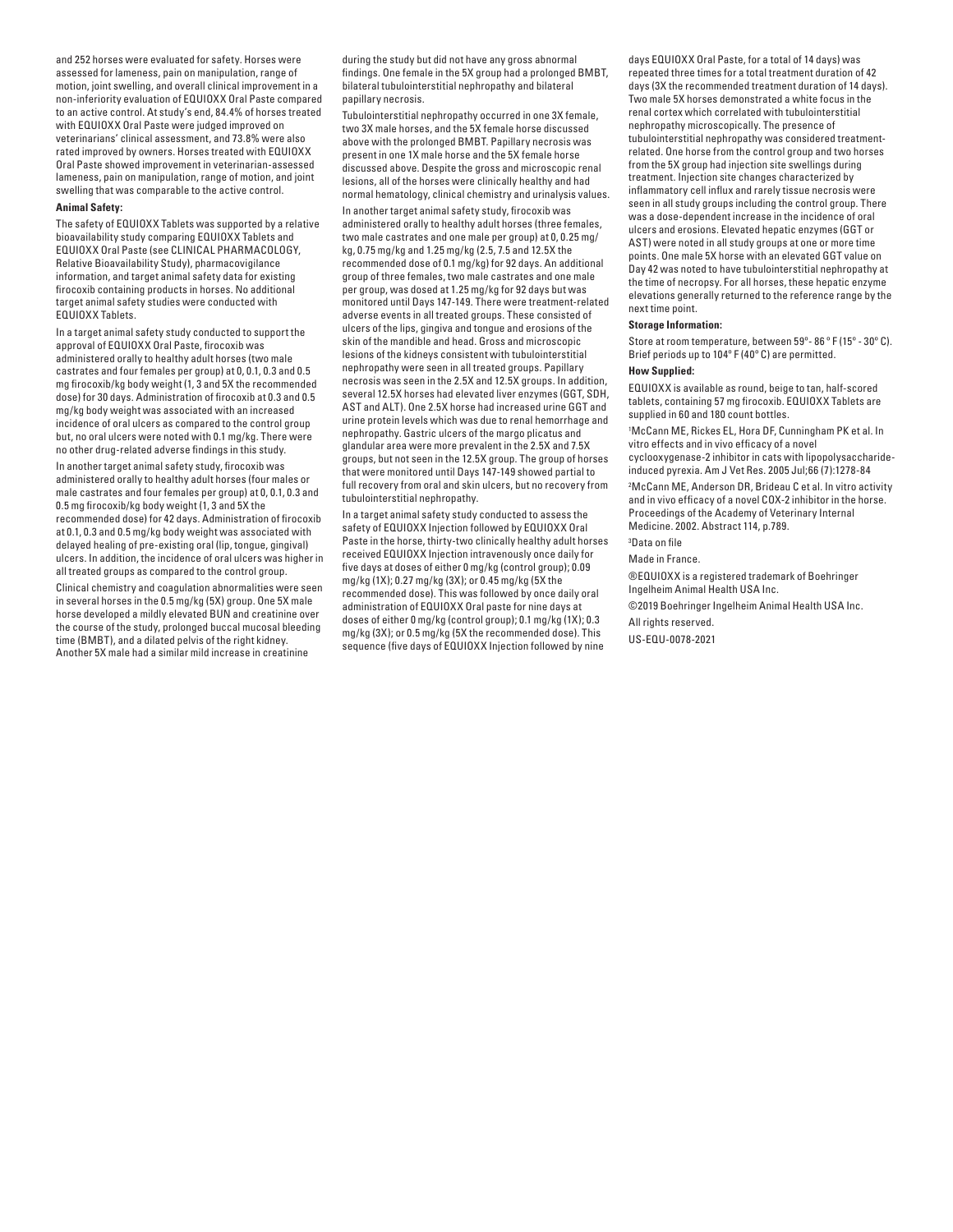and 252 horses were evaluated for safety. Horses were assessed for lameness, pain on manipulation, range of motion, joint swelling, and overall clinical improvement in a non-inferiority evaluation of EQUIOXX Oral Paste compared to an active control. At study's end, 84.4% of horses treated with EQUIOXX Oral Paste were judged improved on veterinarians' clinical assessment, and 73.8% were also rated improved by owners. Horses treated with EQUIOXX Oral Paste showed improvement in veterinarian-assessed lameness, pain on manipulation, range of motion, and joint swelling that was comparable to the active control.

**Animal Safety:**

The safety of EQUIOXX Tablets was supported by a relative bioavailability study comparing EQUIOXX Tablets and EQUIOXX Oral Paste (see CLINICAL PHARMACOLOGY, Relative Bioavailability Study), pharmacovigilance information, and target animal safety data for existing firocoxib containing products in horses. No additional target animal safety studies were conducted with EQUIOXX Tablets.

In a target animal safety study conducted to support the approval of EQUIOXX Oral Paste, firocoxib was administered orally to healthy adult horses (two male castrates and four females per group) at 0, 0.1, 0.3 and 0.5 mg firocoxib/kg body weight (1, 3 and 5X the recommended dose) for 30 days. Administration of firocoxib at 0.3 and 0.5 mg/kg body weight was associated with an increased incidence of oral ulcers as compared to the control group but, no oral ulcers were noted with 0.1 mg/kg. There were no other drug-related adverse findings in this study.

In another target animal safety study, firocoxib was administered orally to healthy adult horses (four males or male castrates and four females per group) at 0, 0.1, 0.3 and 0.5 mg firocoxib/kg body weight (1, 3 and 5X the recommended dose) for 42 days. Administration of firocoxib at 0.1, 0.3 and 0.5 mg/kg body weight was associated with delayed healing of pre-existing oral (lip, tongue, gingival) ulcers. In addition, the incidence of oral ulcers was higher in all treated groups as compared to the control group.

Clinical chemistry and coagulation abnormalities were seen in several horses in the 0.5 mg/kg (5X) group. One 5X male horse developed a mildly elevated BUN and creatinine over the course of the study, prolonged buccal mucosal bleeding time (BMBT), and a dilated pelvis of the right kidney. Another 5X male had a similar mild increase in creatinine during the study but did not have any gross abnormal findings. One female in the 5X group had a prolonged BMBT, bilateral tubulointerstitial nephropathy and bilateral papillary necrosis.

Tubulointerstitial nephropathy occurred in one 3X female, two 3X male horses, and the 5X female horse discussed above with the prolonged BMBT. Papillary necrosis was present in one 1X male horse and the 5X female horse discussed above. Despite the gross and microscopic renal lesions, all of the horses were clinically healthy and had normal hematology, clinical chemistry and urinalysis values.

In another target animal safety study, firocoxib was administered orally to healthy adult horses (three females, two male castrates and one male per group) at 0, 0.25 mg/kg, 0.75 mg/kg and 1.25 mg/kg (2.5, 7.5 and 12.5X the recommended dose of 0.1 mg/kg) for 92 days. An additional group of three females, two male castrates and one male per group, was dosed at 1.25 mg/kg for 92 days but was monitored until Days 147-149. There were treatment-related adverse events in all treated groups. These consisted of ulcers of the lips, gingiva and tongue and erosions of the skin of the mandible and head. Gross and microscopic lesions of the kidneys consistent with tubulointerstitial nephropathy were seen in all treated groups. Papillary necrosis was seen in the 2.5X and 12.5X groups. In addition, several 12.5X horses had elevated liver enzymes (GGT, SDH, AST and ALT). One 2.5X horse had increased urine GGT and urine protein levels which was due to renal hemorrhage and nephropathy. Gastric ulcers of the margo plicatus and glandular area were more prevalent in the 2.5X and 7.5X groups, but not seen in the 12.5X group. The group of horses that were monitored until Days 147-149 showed partial to full recovery from oral and skin ulcers, but no recovery from tubulointerstitial nephropathy.

In a target animal safety study conducted to assess the safety of EQUIOXX Injection followed by EQUIOXX Oral Paste in the horse, thirty-two clinically healthy adult horses received EQUIOXX Injection intravenously once daily for five days at doses of either 0 mg/kg (control group); 0.09 mg/kg (1X); 0.27 mg/kg (3X); or 0.45 mg/kg (5X the recommended dose). This was followed by once daily oral administration of EQUIOXX Oral Paste for nine days at doses of either 0 mg/kg (control group); 0.1 mg/kg (1X); 0.3 mg/kg (3X); or 0.5 mg/kg (5X the recommended dose). This sequence (five days of EQUIOXX Injection followed by nine days EQUIOXX Oral Paste, for a total of 14 days) was repeated three times for a total treatment duration of 42 days (3X the recommended treatment duration of 14 days). Two male 5X horses demonstrated a white focus in the renal cortex which correlated with tubulointerstitial nephropathy microscopically. The presence of tubulointerstitial nephropathy was considered treatment-related. One horse from the control group and two horses from the 5X group had injection site swellings during treatment. Injection site changes characterized by inflammatory cell influx and rarely tissue necrosis were seen in all study groups including the control group. There was a dose-dependent increase in the incidence of oral ulcers and erosions. Elevated hepatic enzymes (GGT or AST) were noted in all study groups at one or more time points. One male 5X horse with an elevated GGT value on Day 42 was noted to have tubulointerstitial nephropathy at the time of necropsy. For all horses, these hepatic enzyme elevations generally returned to the reference range by the next time point.

**Storage Information:**

Store at room temperature, between 59°- 86 ° F (15° - 30° C). Brief periods up to 104° F (40° C) are permitted.

**How Supplied:**

EQUIOXX is available as round, beige to tan, half-scored tablets, containing 57 mg firocoxib. EQUIOXX Tablets are supplied in 60 and 180 count bottles.

[1]McCann ME, Rickes EL, Hora DF, Cunningham PK et al. In vitro effects and in vivo efficacy of a novel cyclooxygenase-2 inhibitor in cats with lipopolysaccharide-induced pyrexia. Am J Vet Res. 2005 Jul;66 (7):1278-84

[2]McCann ME, Anderson DR, Brideau C et al. In vitro activity and in vivo efficacy of a novel COX-2 inhibitor in the horse. Proceedings of the Academy of Veterinary Internal Medicine. 2002. Abstract 114, p.789.

[3]Data on file

Made in France.

®EQUIOXX is a registered trademark of Boehringer Ingelheim Animal Health USA Inc.

©2019 Boehringer Ingelheim Animal Health USA Inc.

All rights reserved.

US-EQU-0078-2021